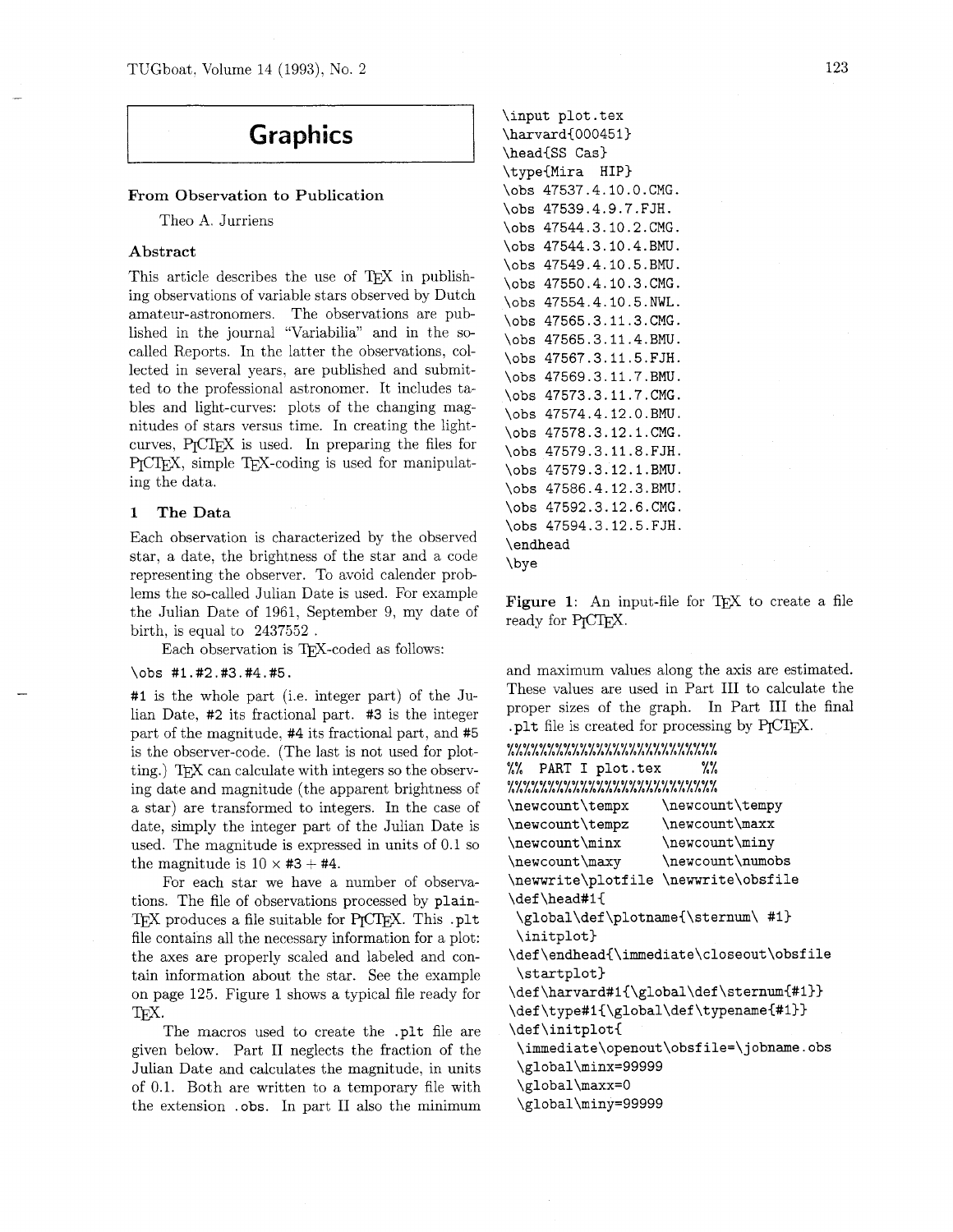# Graphics

## From Observation to Publication

Theo A. Jurriens

### Abstract

This article describes the use of TEX in publishing observations of variable stars observed by Dutch amateur-astronomers. The observations are published in the journal "Variabilia" and in the so-called Reports. In the latter the observations, collected in several years, are published and submitted to the professional astronomer. It includes tables and light-curves: plots of the changing magnitudes of stars versus time. In creating the light-curves, PICTEX is used. In preparing the files for PICTEX, simple TEX-coding is used for manipulating the data.

### 1 The Data

Each observation is characterized by the observed star, a date, the brightness of the star and a code representing the observer. To avoid calender problems the so-called Julian Date is used. For example the Julian Date of 1961, September 9, my date of birth, is equal to 2437552 .

Each observation is TEX-coded as follows:

```
\obs #1.#2.#3.#4.#5.
```

`#1` is the whole part (i.e. integer part) of the Julian Date, `#2` its fractional part. `#3` is the integer part of the magnitude, `#4` its fractional part, and `#5` is the observer-code. (The last is not used for plotting.) TEX can calculate with integers so the observing date and magnitude (the apparent brightness of a star) are transformed to integers. In the case of date, simply the integer part of the Julian Date is used. The magnitude is expressed in units of 0.1 so the magnitude is $10 \times$ `#3` + `#4`.

For each star we have a number of observations. The file of observations processed by plain-TEX produces a file suitable for PICTEX. This `.plt` file contains all the necessary information for a plot: the axes are properly scaled and labeled and contain information about the star. See the example on page 125. Figure 1 shows a typical file ready for TEX.

The macros used to create the `.plt` file are given below. Part II neglects the fraction of the Julian Date and calculates the magnitude, in units of 0.1. Both are written to a temporary file with the extension `.obs`. In part II also the minimum and maximum values along the axis are estimated. These values are used in Part III to calculate the proper sizes of the graph. In Part III the final `.plt` file is created for processing by PICTEX.

```
\input plot.tex
\harvard{000451}
\head{SS Cas}
\type{Mira  HIP}
\obs 47537.4.10.0.CMG.
\obs 47539.4.9.7.FJH.
\obs 47544.3.10.2.CMG.
\obs 47544.3.10.4.BMU.
\obs 47549.4.10.5.BMU.
\obs 47550.4.10.3.CMG.
\obs 47554.4.10.5.NWL.
\obs 47565.3.11.3.CMG.
\obs 47565.3.11.4.BMU.
\obs 47567.3.11.5.FJH.
\obs 47569.3.11.7.BMU.
\obs 47573.3.11.7.CMG.
\obs 47574.4.12.0.BMU.
\obs 47578.3.12.1.CMG.
\obs 47579.3.11.8.FJH.
\obs 47579.3.12.1.BMU.
\obs 47586.4.12.3.BMU.
\obs 47592.3.12.6.CMG.
\obs 47594.3.12.5.FJH.
\endhead
\bye
```

**Figure 1**: An input-file for TEX to create a file ready for PICTEX.

```
%%%%%%%%%%%%%%%%%%%%%%%%%%%
%%  PART I plot.tex     %%
%%%%%%%%%%%%%%%%%%%%%%%%%%%
\newcount\tempx      \newcount\tempy
\newcount\tempz      \newcount\maxx
\newcount\minx       \newcount\miny
\newcount\maxy       \newcount\numobs
\newwrite\plotfile \newwrite\obsfile
\def\head#1{
 \global\def\plotname{\sternum\ #1}
 \initplot}
\def\endhead{\immediate\closeout\obsfile
 \startplot}
\def\harvard#1{\global\def\sternum{#1}}
\def\type#1{\global\def\typename{#1}}
\def\initplot{
 \immediate\openout\obsfile=\jobname.obs
 \global\minx=99999
 \global\maxx=0
 \global\miny=99999
```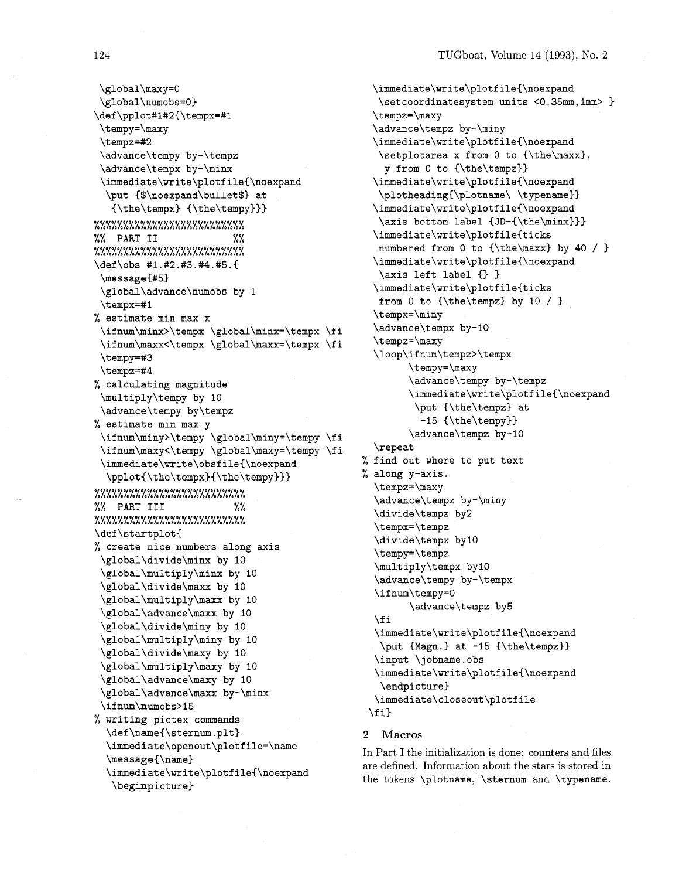```
 \global\maxy=0
 \global\numobs=0}
\def\pplot#1#2{\tempx=#1
 \tempy=\maxy
 \tempz=#2
 \advance\tempy by-\tempz
 \advance\tempx by-\minx
 \immediate\write\plotfile{\noexpand
  \put {$\noexpand\bullet$} at
   {\the\tempx} {\the\tempy}}}
%%%%%%%%%%%%%%%%%%%%%%%%%%%%
%%  PART II              %%
%%%%%%%%%%%%%%%%%%%%%%%%%%%%
\def\obs #1.#2.#3.#4.#5.{
 \message{#5}
 \global\advance\numobs by 1
 \tempx=#1
% estimate min max x
 \ifnum\minx>\tempx \global\minx=\tempx \fi
 \ifnum\maxx<\tempx \global\maxx=\tempx \fi
 \tempy=#3
 \tempz=#4
% calculating magnitude
 \multiply\tempy by 10
 \advance\tempy by\tempz
% estimate min max y
 \ifnum\miny>\tempy \global\miny=\tempy \fi
 \ifnum\maxy<\tempy \global\maxy=\tempy \fi
 \immediate\write\obsfile{\noexpand
  \pplot{\the\tempx}{\the\tempy}}}
%%%%%%%%%%%%%%%%%%%%%%%%%%%%
%%  PART III             %%
%%%%%%%%%%%%%%%%%%%%%%%%%%%%
\def\startplot{
% create nice numbers along axis
 \global\divide\minx by 10
 \global\multiply\minx by 10
 \global\divide\maxx by 10
 \global\multiply\maxx by 10
 \global\advance\maxx by 10
 \global\divide\miny by 10
 \global\multiply\miny by 10
 \global\divide\maxy by 10
 \global\multiply\maxy by 10
 \global\advance\maxy by 10
 \global\advance\maxx by-\minx
 \ifnum\numobs>15
% writing pictex commands
  \def\name{\sternum.plt}
  \immediate\openout\plotfile=\name
  \message{\name}
  \immediate\write\plotfile{\noexpand
   \beginpicture}
  \immediate\write\plotfile{\noexpand
   \setcoordinatesystem units <0.35mm,1mm> }
  \tempz=\maxy
  \advance\tempz by-\miny
  \immediate\write\plotfile{\noexpand
   \setplotarea x from 0 to {\the\maxx},
    y from 0 to {\the\tempz}}
  \immediate\write\plotfile{\noexpand
   \plotheading{\plotname\ \typename}}
  \immediate\write\plotfile{\noexpand
   \axis bottom label {JD-{\the\minx}}}
  \immediate\write\plotfile{ticks
   numbered from 0 to {\the\maxx} by 40 / }
  \immediate\write\plotfile{\noexpand
   \axis left label {} }
  \immediate\write\plotfile{ticks
   from 0 to {\the\tempz} by 10 / }
  \tempx=\miny
  \advance\tempx by-10
  \tempz=\maxy
  \loop\ifnum\tempz>\tempx
        \tempy=\maxy
        \advance\tempy by-\tempz
        \immediate\write\plotfile{\noexpand
         \put {\the\tempz} at
          -15 {\the\tempy}}
        \advance\tempz by-10
  \repeat
% find out where to put text
% along y-axis.
  \tempz=\maxy
  \advance\tempz by-\miny
  \divide\tempz by2
  \tempx=\tempz
  \divide\tempx by10
  \tempy=\tempz
  \multiply\tempx by10
  \advance\tempy by-\tempx
  \ifnum\tempy=0
        \advance\tempz by5
  \fi
  \immediate\write\plotfile{\noexpand
   \put {Magn.} at -15 {\the\tempz}}
  \input \jobname.obs
  \immediate\write\plotfile{\noexpand
   \endpicture}
  \immediate\closeout\plotfile
 \fi}
```

## 2 Macros

In Part I the initialization is done: counters and files are defined. Information about the stars is stored in the tokens `\plotname`, `\sternum` and `\typename`.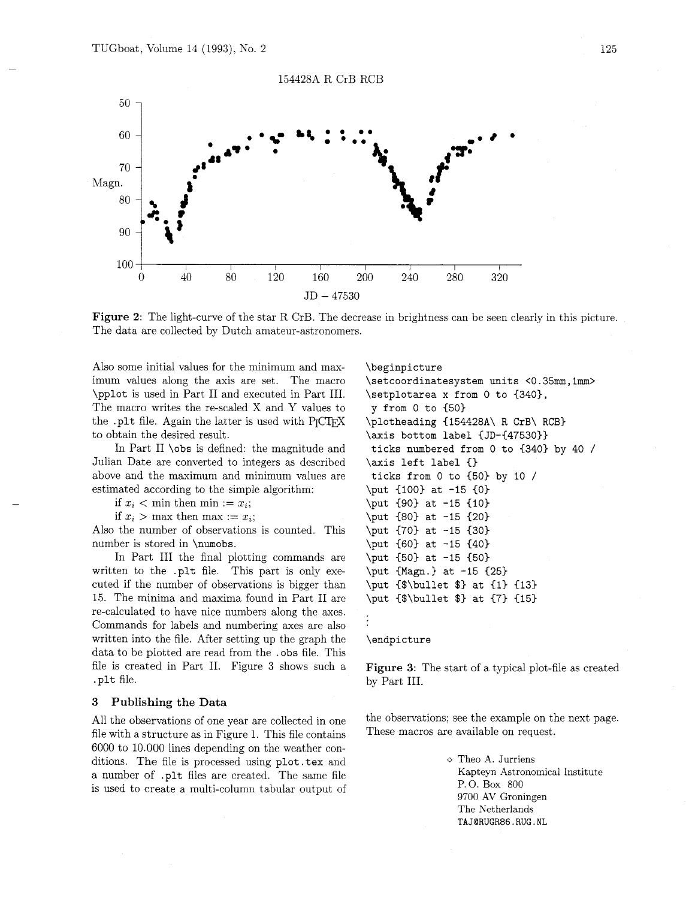154428A R CrB RCB

Figure 2: The light-curve of the star R CrB. The decrease in brightness can be seen clearly in this picture. The data are collected by Dutch amateur-astronomers.

Also some initial values for the minimum and maximum values along the axis are set. The macro `\pplot` is used in Part II and executed in Part III. The macro writes the re-scaled X and Y values to the `.plt` file. Again the latter is used with PICTEX to obtain the desired result.

In Part II `\obs` is defined: the magnitude and Julian Date are converted to integers as described above and the maximum and minimum values are estimated according to the simple algorithm:

if $x_i <$ min then min $:= x_i$;

if $x_i >$ max then max $:= x_i$;

Also the number of observations is counted. This number is stored in `\numobs`.

In Part III the final plotting commands are written to the `.plt` file. This part is only executed if the number of observations is bigger than 15. The minima and maxima found in Part II are re-calculated to have nice numbers along the axes. Commands for labels and numbering axes are also written into the file. After setting up the graph the data to be plotted are read from the `.obs` file. This file is created in Part II. Figure 3 shows such a `.plt` file.

```
\beginpicture
\setcoordinatesystem units <0.35mm,1mm>
\setplotarea x from 0 to {340},
 y from 0 to {50}
\plotheading {154428A\ R CrB\ RCB}
\axis bottom label {JD-{47530}}
 ticks numbered from 0 to {340} by 40 /
\axis left label {}
 ticks from 0 to {50} by 10 /
\put {100} at -15 {0}
\put {90} at -15 {10}
\put {80} at -15 {20}
\put {70} at -15 {30}
\put {60} at -15 {40}
\put {50} at -15 {50}
\put {Magn.} at -15 {25}
\put {$\bullet $} at {1} {13}
\put {$\bullet $} at {7} {15}
 :
\endpicture
```

Figure 3: The start of a typical plot-file as created by Part III.

## 3 Publishing the Data

All the observations of one year are collected in one file with a structure as in Figure 1. This file contains 6000 to 10.000 lines depending on the weather conditions. The file is processed using `plot.tex` and a number of `.plt` files are created. The same file is used to create a multi-column tabular output of the observations; see the example on the next page. These macros are available on request.

◇ Theo A. Jurriens
Kapteyn Astronomical Institute
P. O. Box 800
9700 AV Groningen
The Netherlands
TAJ@RUGR86.RUG.NL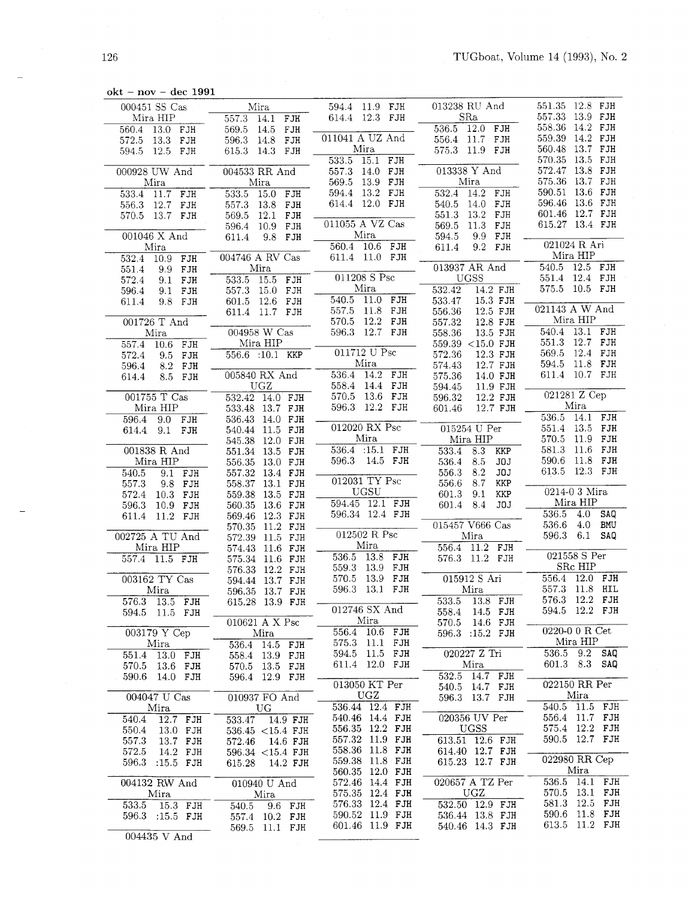**okt – nov – dec 1991**

**000451 SS Cas**
Mira HIP

| | | |
|---|---|---|
| 560.4 | 13.0 | FJH |
| 572.5 | 13.3 | FJH |
| 594.5 | 12.5 | FJH |

**000928 UW And**
Mira

| | | |
|---|---|---|
| 533.4 | 11.7 | FJH |
| 556.3 | 12.7 | FJH |
| 570.5 | 13.7 | FJH |

**001046 X And**
Mira

| | | |
|---|---|---|
| 532.4 | 10.9 | FJH |
| 551.4 | 9.9 | FJH |
| 572.4 | 9.1 | FJH |
| 596.4 | 9.1 | FJH |
| 611.4 | 9.8 | FJH |

**001726 T And**
Mira

| | | |
|---|---|---|
| 557.4 | 10.6 | FJH |
| 572.4 | 9.5 | FJH |
| 596.4 | 8.2 | FJH |
| 614.4 | 8.5 | FJH |

**001755 T Cas**
Mira HIP

| | | |
|---|---|---|
| 596.4 | 9.0 | FJH |
| 614.4 | 9.1 | FJH |

**001838 R And**
Mira HIP

| | | |
|---|---|---|
| 540.5 | 9.1 | FJH |
| 557.3 | 9.8 | FJH |
| 572.4 | 10.3 | FJH |
| 596.3 | 10.9 | FJH |
| 611.4 | 11.2 | FJH |

**002725 A TU And**
Mira HIP

| | | |
|---|---|---|
| 557.4 | 11.5 | FJH |

**003162 TY Cas**
Mira

| | | |
|---|---|---|
| 576.3 | 13.5 | FJH |
| 594.5 | 11.5 | FJH |

**003179 Y Cep**
Mira

| | | |
|---|---|---|
| 551.4 | 13.0 | FJH |
| 570.5 | 13.6 | FJH |
| 590.6 | 14.0 | FJH |

**004047 U Cas**
Mira

| | | |
|---|---|---|
| 540.4 | 12.7 | FJH |
| 550.4 | 13.0 | FJH |
| 557.3 | 13.7 | FJH |
| 572.5 | 14.2 | FJH |
| 596.3 | :15.5 | FJH |

**004132 RW And**
Mira

| | | |
|---|---|---|
| 533.5 | 15.3 | FJH |
| 596.3 | :15.5 | FJH |

**004435 V And**
Mira

| | | |
|---|---|---|
| 557.3 | 14.1 | FJH |
| 569.5 | 14.5 | FJH |
| 596.3 | 14.8 | FJH |
| 615.3 | 14.3 | FJH |

**004533 RR And**
Mira

| | | |
|---|---|---|
| 533.5 | 15.0 | FJH |
| 557.3 | 13.8 | FJH |
| 569.5 | 12.1 | FJH |
| 596.4 | 10.9 | FJH |
| 611.4 | 9.8 | FJH |

**004746 A RV Cas**
Mira

| | | |
|---|---|---|
| 533.5 | 15.5 | FJH |
| 557.3 | 15.0 | FJH |
| 601.5 | 12.6 | FJH |
| 611.4 | 11.7 | FJH |

**004958 W Cas**
Mira HIP

| | | |
|---|---|---|
| 556.6 | :10.1 | KKP |

**005840 RX And**
UGZ

| | | |
|---|---|---|
| 532.42 | 14.0 | FJH |
| 533.48 | 13.7 | FJH |
| 536.43 | 14.0 | FJH |
| 540.44 | 11.5 | FJH |
| 545.38 | 12.0 | FJH |
| 551.34 | 13.5 | FJH |
| 556.35 | 13.0 | FJH |
| 557.32 | 13.4 | FJH |
| 558.37 | 13.1 | FJH |
| 559.38 | 13.5 | FJH |
| 560.35 | 13.6 | FJH |
| 569.46 | 12.3 | FJH |
| 570.35 | 11.2 | FJH |
| 572.39 | 11.5 | FJH |
| 574.43 | 11.6 | FJH |
| 575.34 | 11.6 | FJH |
| 576.33 | 12.2 | FJH |
| 594.44 | 13.7 | FJH |
| 596.35 | 13.7 | FJH |
| 615.28 | 13.9 | FJH |

**010621 A X Psc**
Mira

| | | |
|---|---|---|
| 536.4 | 14.5 | FJH |
| 558.4 | 13.9 | FJH |
| 570.5 | 13.5 | FJH |
| 596.4 | 12.9 | FJH |

**010937 FO And**
UG

| | | |
|---|---|---|
| 533.47 | 14.9 | FJH |
| 536.45 | <15.4 | FJH |
| 572.46 | 14.6 | FJH |
| 596.34 | <15.4 | FJH |
| 615.28 | 14.2 | FJH |

**010940 U And**
Mira

| | | |
|---|---|---|
| 540.5 | 9.6 | FJH |
| 557.4 | 10.2 | FJH |
| 569.5 | 11.1 | FJH |
| 594.4 | 11.9 | FJH |
| 614.4 | 12.3 | FJH |

**011041 A UZ And**
Mira

| | | |
|---|---|---|
| 533.5 | 15.1 | FJH |
| 557.3 | 14.0 | FJH |
| 569.5 | 13.9 | FJH |
| 594.4 | 13.2 | FJH |
| 614.4 | 12.0 | FJH |

**011055 A VZ Cas**
Mira

| | | |
|---|---|---|
| 560.4 | 10.6 | FJH |
| 611.4 | 11.0 | FJH |

**011208 S Psc**
Mira

| | | |
|---|---|---|
| 540.5 | 11.0 | FJH |
| 557.5 | 11.8 | FJH |
| 570.5 | 12.2 | FJH |
| 596.3 | 12.7 | FJH |

**011712 U Psc**
Mira

| | | |
|---|---|---|
| 536.4 | 14.2 | FJH |
| 558.4 | 14.4 | FJH |
| 570.5 | 13.6 | FJH |
| 596.3 | 12.2 | FJH |

**012020 RX Psc**
Mira

| | | |
|---|---|---|
| 536.4 | :15.1 | FJH |
| 596.3 | 14.5 | FJH |

**012031 TY Psc**
UGSU

| | | |
|---|---|---|
| 594.45 | 12.1 | FJH |
| 596.34 | 12.4 | FJH |

**012502 R Psc**
Mira

| | | |
|---|---|---|
| 536.5 | 13.8 | FJH |
| 559.3 | 13.9 | FJH |
| 570.5 | 13.9 | FJH |
| 596.3 | 13.1 | FJH |

**012746 SX And**
Mira

| | | |
|---|---|---|
| 556.4 | 10.6 | FJH |
| 575.3 | 11.1 | FJH |
| 594.5 | 11.5 | FJH |
| 611.4 | 12.0 | FJH |

**013050 KT Per**
UGZ

| | | |
|---|---|---|
| 536.44 | 12.4 | FJH |
| 540.46 | 14.4 | FJH |
| 556.35 | 12.2 | FJH |
| 557.32 | 11.9 | FJH |
| 558.36 | 11.8 | FJH |
| 559.38 | 11.8 | FJH |
| 560.35 | 12.0 | FJH |
| 572.46 | 14.4 | FJH |
| 575.35 | 12.4 | FJH |
| 576.33 | 12.4 | FJH |
| 590.52 | 11.9 | FJH |
| 601.46 | 11.9 | FJH |

**013238 RU And**
SRa

| | | |
|---|---|---|
| 536.5 | 12.0 | FJH |
| 556.4 | 11.7 | FJH |
| 575.3 | 11.9 | FJH |

**013338 Y And**
Mira

| | | |
|---|---|---|
| 532.4 | 14.2 | FJH |
| 540.5 | 14.0 | FJH |
| 551.3 | 13.2 | FJH |
| 569.5 | 11.3 | FJH |
| 594.5 | 9.9 | FJH |
| 611.4 | 9.2 | FJH |

**013937 AR And**
UGSS

| | | |
|---|---|---|
| 532.42 | 14.2 | FJH |
| 533.47 | 15.3 | FJH |
| 556.36 | 12.5 | FJH |
| 557.32 | 12.8 | FJH |
| 558.36 | 13.5 | FJH |
| 559.39 | <15.0 | FJH |
| 572.36 | 12.3 | FJH |
| 574.43 | 12.7 | FJH |
| 575.36 | 14.0 | FJH |
| 594.45 | 11.9 | FJH |
| 596.32 | 12.2 | FJH |
| 601.46 | 12.7 | FJH |

**015254 U Per**
Mira HIP

| | | |
|---|---|---|
| 533.4 | 8.3 | KKP |
| 536.4 | 8.5 | JOJ |
| 556.3 | 8.2 | JOJ |
| 556.6 | 8.7 | KKP |
| 601.3 | 9.1 | KKP |
| 601.4 | 8.4 | JOJ |

**015457 V666 Cas**
Mira

| | | |
|---|---|---|
| 556.4 | 11.2 | FJH |
| 576.3 | 11.2 | FJH |

**015912 S Ari**
Mira

| | | |
|---|---|---|
| 533.5 | 13.8 | FJH |
| 558.4 | 14.5 | FJH |
| 570.5 | 14.6 | FJH |
| 596.3 | :15.2 | FJH |

**020227 Z Tri**
Mira

| | | |
|---|---|---|
| 532.5 | 14.7 | FJH |
| 540.5 | 14.7 | FJH |
| 596.3 | 13.7 | FJH |

**020356 UV Per**
UGSS

| | | |
|---|---|---|
| 613.51 | 12.6 | FJH |
| 614.40 | 12.7 | FJH |
| 615.23 | 12.7 | FJH |

**020657 A TZ Per**
UGZ

| | | |
|---|---|---|
| 532.50 | 12.9 | FJH |
| 536.44 | 13.8 | FJH |
| 540.46 | 14.3 | FJH |
| 551.35 | 12.8 | FJH |
| 557.33 | 13.9 | FJH |
| 558.36 | 14.2 | FJH |
| 559.39 | 14.2 | FJH |
| 560.48 | 13.7 | FJH |
| 570.35 | 13.5 | FJH |
| 572.47 | 13.8 | FJH |
| 575.36 | 13.7 | FJH |
| 590.51 | 13.6 | FJH |
| 596.46 | 13.6 | FJH |
| 601.46 | 12.7 | FJH |
| 615.27 | 13.4 | FJH |

**021024 R Ari**
Mira HIP

| | | |
|---|---|---|
| 540.5 | 12.5 | FJH |
| 551.4 | 12.4 | FJH |
| 575.5 | 10.5 | FJH |

**021143 A W And**
Mira HIP

| | | |
|---|---|---|
| 540.4 | 13.1 | FJH |
| 551.3 | 12.7 | FJH |
| 569.5 | 12.4 | FJH |
| 594.5 | 11.8 | FJH |
| 611.4 | 10.7 | FJH |

**021281 Z Cep**
Mira

| | | |
|---|---|---|
| 536.5 | 14.1 | FJH |
| 551.4 | 13.5 | FJH |
| 570.5 | 11.9 | FJH |
| 581.3 | 11.6 | FJH |
| 590.6 | 11.8 | FJH |
| 613.5 | 12.3 | FJH |

**0214-0 3 Mira**
Mira HIP

| | | |
|---|---|---|
| 536.5 | 4.0 | SAQ |
| 536.6 | 4.0 | BMU |
| 596.3 | 6.1 | SAQ |

**021558 S Per**
SRc HIP

| | | |
|---|---|---|
| 556.4 | 12.0 | FJH |
| 557.3 | 11.8 | HIL |
| 576.3 | 12.2 | FJH |
| 594.5 | 12.2 | FJH |

**0220-0 0 R Cet**
Mira HIP

| | | |
|---|---|---|
| 536.5 | 9.2 | SAQ |
| 601.3 | 8.3 | SAQ |

**022150 RR Per**
Mira

| | | |
|---|---|---|
| 540.5 | 11.5 | FJH |
| 556.4 | 11.7 | FJH |
| 575.4 | 12.2 | FJH |
| 590.5 | 12.7 | FJH |

**022980 RR Cep**
Mira

| | | |
|---|---|---|
| 536.5 | 14.1 | FJH |
| 570.5 | 13.1 | FJH |
| 581.3 | 12.5 | FJH |
| 590.6 | 11.8 | FJH |
| 613.5 | 11.2 | FJH |